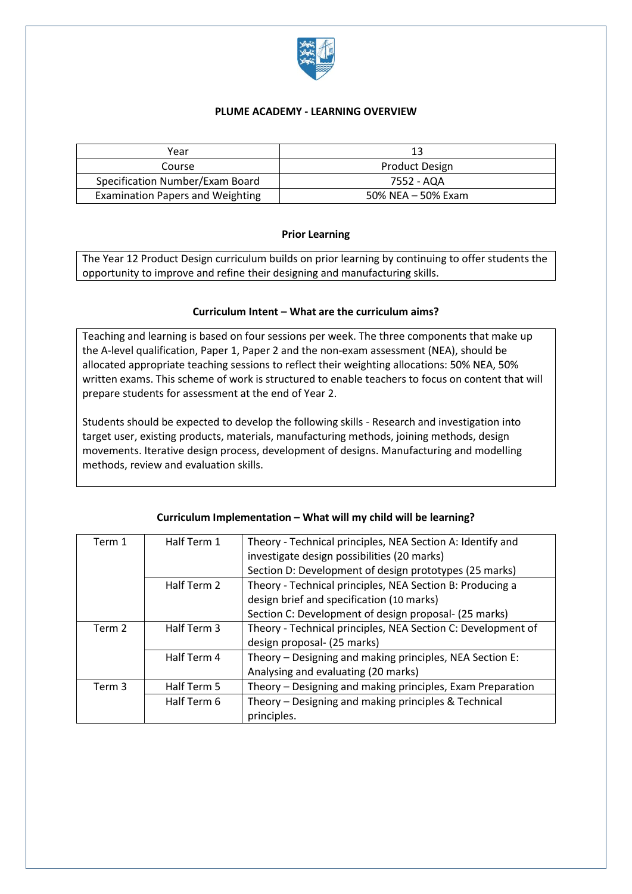**PLUME ACADEMY - LEARNING OVERVIEW**

| Year | 13 |
|---|---|
| Course | Product Design |
| Specification Number/Exam Board | 7552 - AQA |
| Examination Papers and Weighting | 50% NEA – 50% Exam |

**Prior Learning**

The Year 12 Product Design curriculum builds on prior learning by continuing to offer students the opportunity to improve and refine their designing and manufacturing skills.

**Curriculum Intent – What are the curriculum aims?**

Teaching and learning is based on four sessions per week. The three components that make up the A-level qualification, Paper 1, Paper 2 and the non-exam assessment (NEA), should be allocated appropriate teaching sessions to reflect their weighting allocations: 50% NEA, 50% written exams. This scheme of work is structured to enable teachers to focus on content that will prepare students for assessment at the end of Year 2.

Students should be expected to develop the following skills - Research and investigation into target user, existing products, materials, manufacturing methods, joining methods, design movements. Iterative design process, development of designs. Manufacturing and modelling methods, review and evaluation skills.

**Curriculum Implementation – What will my child will be learning?**

| | | |
|---|---|---|
| Term 1 | Half Term 1 | Theory - Technical principles, NEA Section A: Identify and investigate design possibilities (20 marks)<br>Section D: Development of design prototypes (25 marks) |
| | Half Term 2 | Theory - Technical principles, NEA Section B: Producing a design brief and specification (10 marks)<br>Section C: Development of design proposal- (25 marks) |
| Term 2 | Half Term 3 | Theory - Technical principles, NEA Section C: Development of design proposal- (25 marks) |
| | Half Term 4 | Theory – Designing and making principles, NEA Section E: Analysing and evaluating (20 marks) |
| Term 3 | Half Term 5 | Theory – Designing and making principles, Exam Preparation |
| | Half Term 6 | Theory – Designing and making principles & Technical principles. |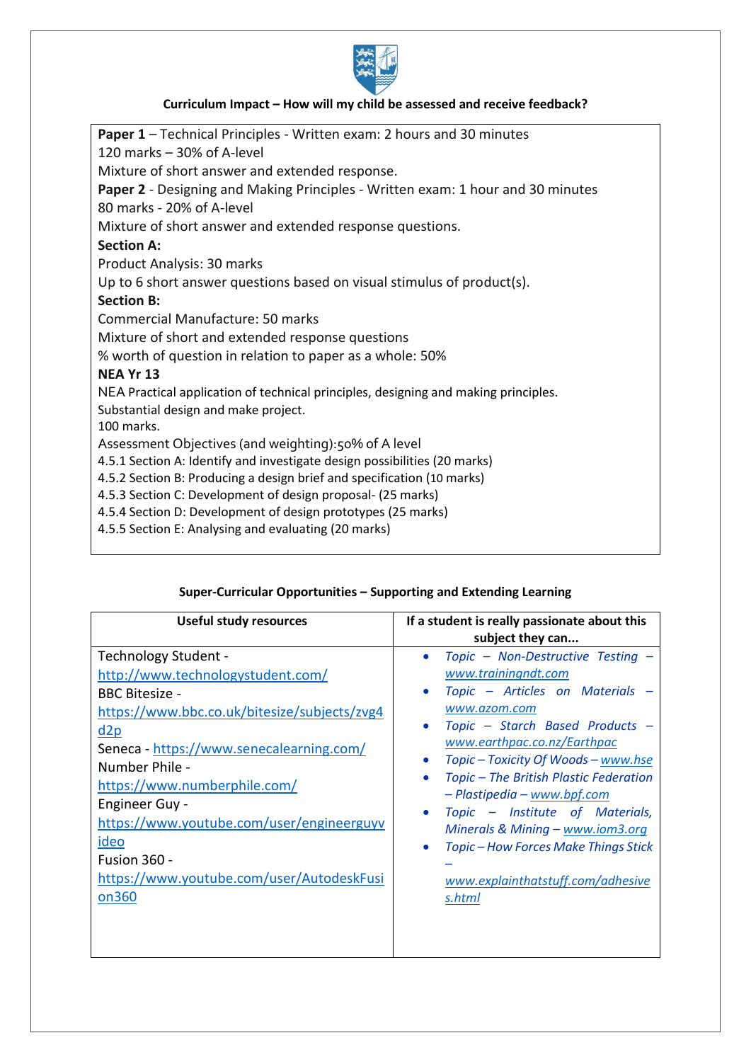**Curriculum Impact – How will my child be assessed and receive feedback?**

**Paper 1** – Technical Principles - Written exam: 2 hours and 30 minutes
120 marks – 30% of A-level
Mixture of short answer and extended response.

**Paper 2** - Designing and Making Principles - Written exam: 1 hour and 30 minutes
80 marks - 20% of A-level
Mixture of short answer and extended response questions.

**Section A:**
Product Analysis: 30 marks
Up to 6 short answer questions based on visual stimulus of product(s).

**Section B:**
Commercial Manufacture: 50 marks
Mixture of short and extended response questions
% worth of question in relation to paper as a whole: 50%

**NEA Yr 13**
NEA Practical application of technical principles, designing and making principles.
Substantial design and make project.
100 marks.
Assessment Objectives (and weighting):50% of A level
4.5.1 Section A: Identify and investigate design possibilities (20 marks)
4.5.2 Section B: Producing a design brief and specification (10 marks)
4.5.3 Section C: Development of design proposal- (25 marks)
4.5.4 Section D: Development of design prototypes (25 marks)
4.5.5 Section E: Analysing and evaluating (20 marks)

**Super-Curricular Opportunities – Supporting and Extending Learning**

| Useful study resources | If a student is really passionate about this subject they can... |
|---|---|
| Technology Student - http://www.technologystudent.com/<br>BBC Bitesize - https://www.bbc.co.uk/bitesize/subjects/zvg4d2p<br>Seneca - https://www.senecalearning.com/<br>Number Phile - https://www.numberphile.com/<br>Engineer Guy - https://www.youtube.com/user/engineerguyvideo<br>Fusion 360 - https://www.youtube.com/user/AutodeskFusion360 | • *Topic – Non-Destructive Testing – www.trainingndt.com*<br>• *Topic – Articles on Materials – www.azom.com*<br>• *Topic – Starch Based Products – www.earthpac.co.nz/Earthpac*<br>• *Topic – Toxicity Of Woods – www.hse*<br>• *Topic – The British Plastic Federation – Plastipedia – www.bpf.com*<br>• *Topic – Institute of Materials, Minerals & Mining – www.iom3.org*<br>• *Topic – How Forces Make Things Stick – www.explainthatstuff.com/adhesives.html* |